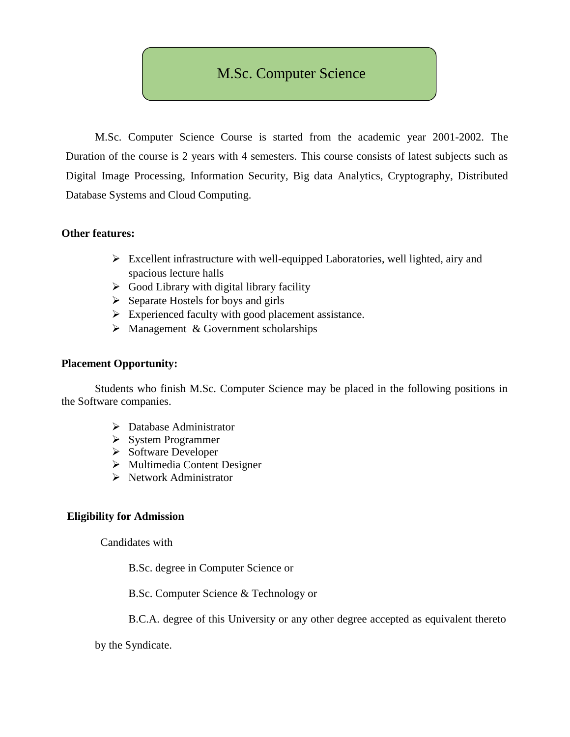# M.Sc. Computer Science

M.Sc. Computer Science Course is started from the academic year 2001-2002. The Duration of the course is 2 years with 4 semesters. This course consists of latest subjects such as Digital Image Processing, Information Security, Big data Analytics, Cryptography, Distributed Database Systems and Cloud Computing.

**Other features:**

- Excellent infrastructure with well-equipped Laboratories, well lighted, airy and spacious lecture halls
- Good Library with digital library facility
- Separate Hostels for boys and girls
- Experienced faculty with good placement assistance.
- Management & Government scholarships

**Placement Opportunity:**

Students who finish M.Sc. Computer Science may be placed in the following positions in the Software companies.

- Database Administrator
- System Programmer
- Software Developer
- Multimedia Content Designer
- Network Administrator

**Eligibility for Admission**

Candidates with

B.Sc. degree in Computer Science or

B.Sc. Computer Science & Technology or

B.C.A. degree of this University or any other degree accepted as equivalent thereto by the Syndicate.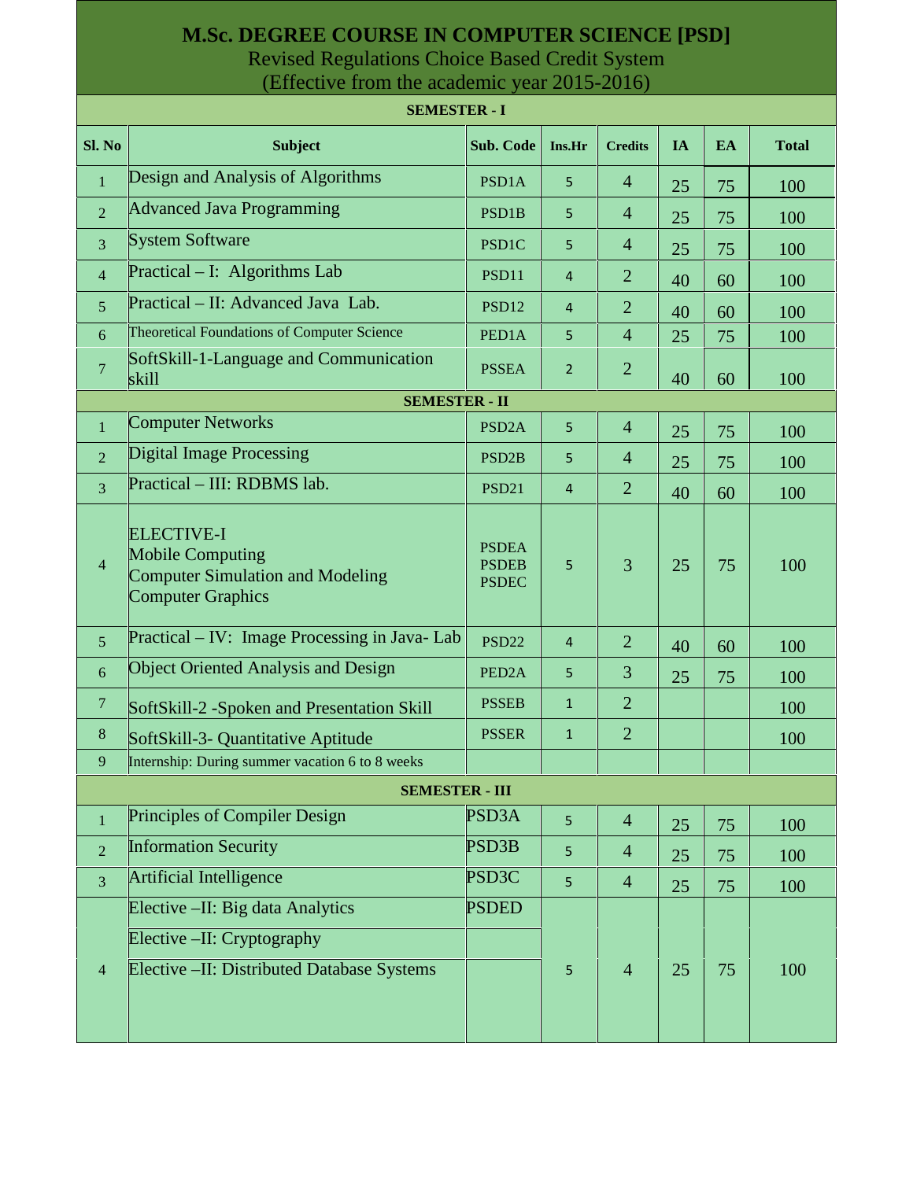# M.Sc. DEGREE COURSE IN COMPUTER SCIENCE [PSD]

Revised Regulations Choice Based Credit System

(Effective from the academic year 2015-2016)

| Sl. No | Subject | Sub. Code | Ins.Hr | Credits | IA | EA | Total |
|---|---|---|---|---|---|---|---|
| **SEMESTER - I** | | | | | | | |
| 1 | Design and Analysis of Algorithms | PSD1A | 5 | 4 | 25 | 75 | 100 |
| 2 | Advanced Java Programming | PSD1B | 5 | 4 | 25 | 75 | 100 |
| 3 | System Software | PSD1C | 5 | 4 | 25 | 75 | 100 |
| 4 | Practical – I: Algorithms Lab | PSD11 | 4 | 2 | 40 | 60 | 100 |
| 5 | Practical – II: Advanced Java Lab. | PSD12 | 4 | 2 | 40 | 60 | 100 |
| 6 | Theoretical Foundations of Computer Science | PED1A | 5 | 4 | 25 | 75 | 100 |
| 7 | SoftSkill-1-Language and Communication skill | PSSEA | 2 | 2 | 40 | 60 | 100 |
| **SEMESTER - II** | | | | | | | |
| 1 | Computer Networks | PSD2A | 5 | 4 | 25 | 75 | 100 |
| 2 | Digital Image Processing | PSD2B | 5 | 4 | 25 | 75 | 100 |
| 3 | Practical – III: RDBMS lab. | PSD21 | 4 | 2 | 40 | 60 | 100 |
| 4 | ELECTIVE-I<br>Mobile Computing<br>Computer Simulation and Modeling<br>Computer Graphics | PSDEA<br>PSDEB<br>PSDEC | 5 | 3 | 25 | 75 | 100 |
| 5 | Practical – IV: Image Processing in Java- Lab | PSD22 | 4 | 2 | 40 | 60 | 100 |
| 6 | Object Oriented Analysis and Design | PED2A | 5 | 3 | 25 | 75 | 100 |
| 7 | SoftSkill-2 -Spoken and Presentation Skill | PSSEB | 1 | 2 | | | 100 |
| 8 | SoftSkill-3- Quantitative Aptitude | PSSER | 1 | 2 | | | 100 |
| 9 | Internship: During summer vacation 6 to 8 weeks | | | | | | |
| **SEMESTER - III** | | | | | | | |
| 1 | Principles of Compiler Design | PSD3A | 5 | 4 | 25 | 75 | 100 |
| 2 | Information Security | PSD3B | 5 | 4 | 25 | 75 | 100 |
| 3 | Artificial Intelligence | PSD3C | 5 | 4 | 25 | 75 | 100 |
| 4 | Elective –II: Big data Analytics<br>Elective –II: Cryptography<br>Elective –II: Distributed Database Systems | PSDED | 5 | 4 | 25 | 75 | 100 |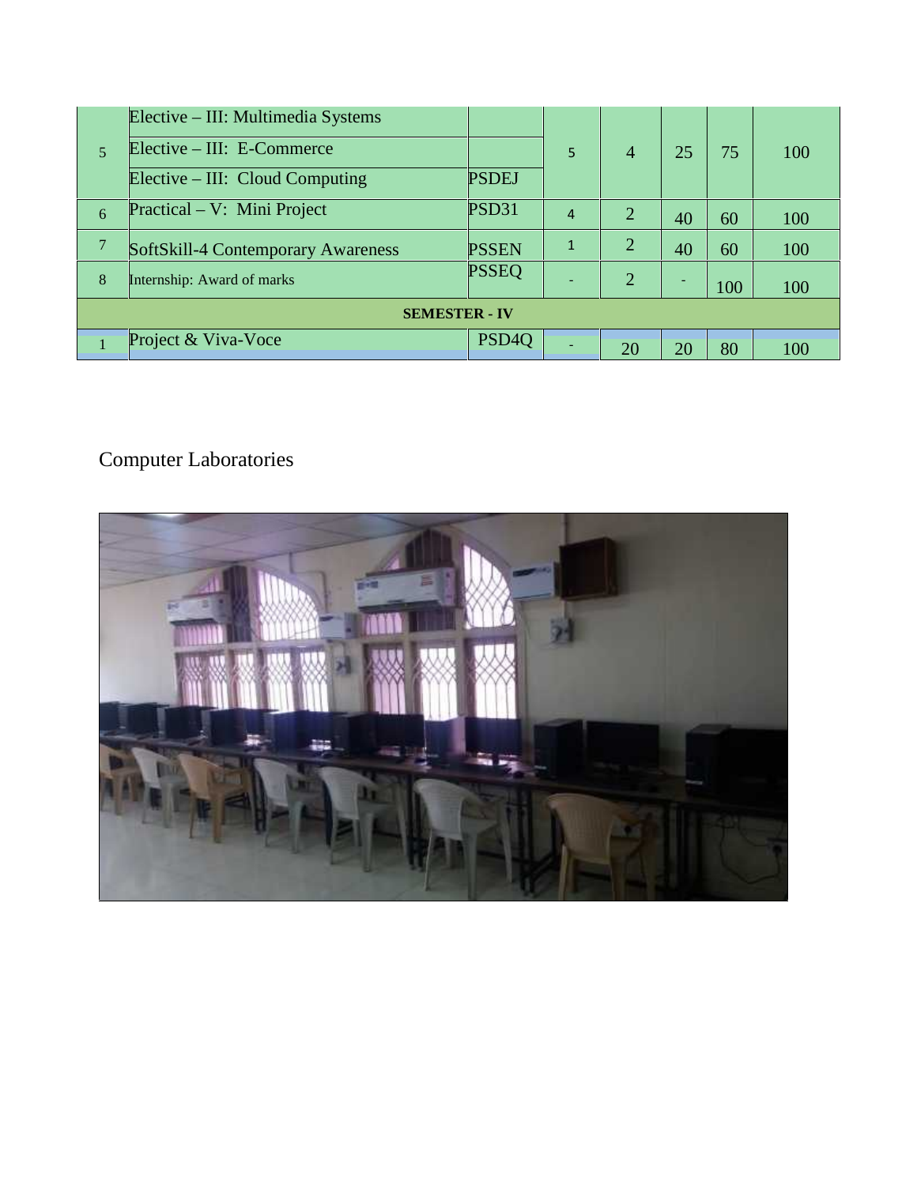| | | | | | | | |
|---|---|---|---|---|---|---|---|
| 5 | Elective – III: Multimedia Systems | | 5 | 4 | 25 | 75 | 100 |
| | Elective – III: E-Commerce | | | | | | |
| | Elective – III: Cloud Computing | PSDEJ | | | | | |
| 6 | Practical – V: Mini Project | PSD31 | 4 | 2 | 40 | 60 | 100 |
| 7 | SoftSkill-4 Contemporary Awareness | PSSEN | 1 | 2 | 40 | 60 | 100 |
| 8 | Internship: Award of marks | PSSEQ | - | 2 | - | 100 | 100 |
| **SEMESTER - IV** | | | | | | | |
| 1 | Project & Viva-Voce | PSD4Q | - | 20 | 20 | 80 | 100 |

Computer Laboratories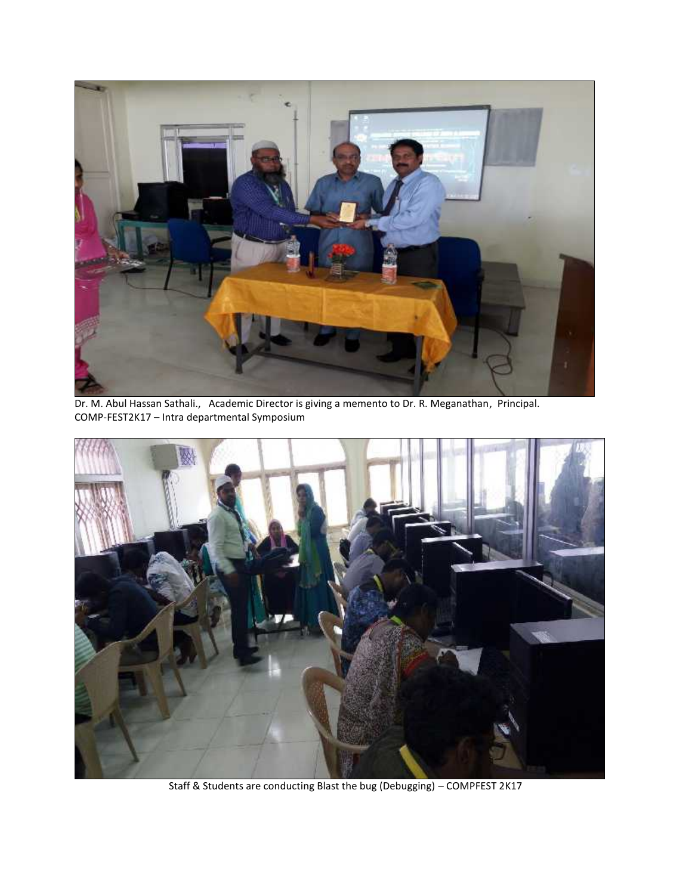Dr. M. Abul Hassan Sathali., Academic Director is giving a memento to Dr. R. Meganathan, Principal.
COMP-FEST2K17 – Intra departmental Symposium

Staff & Students are conducting Blast the bug (Debugging) – COMPFEST 2K17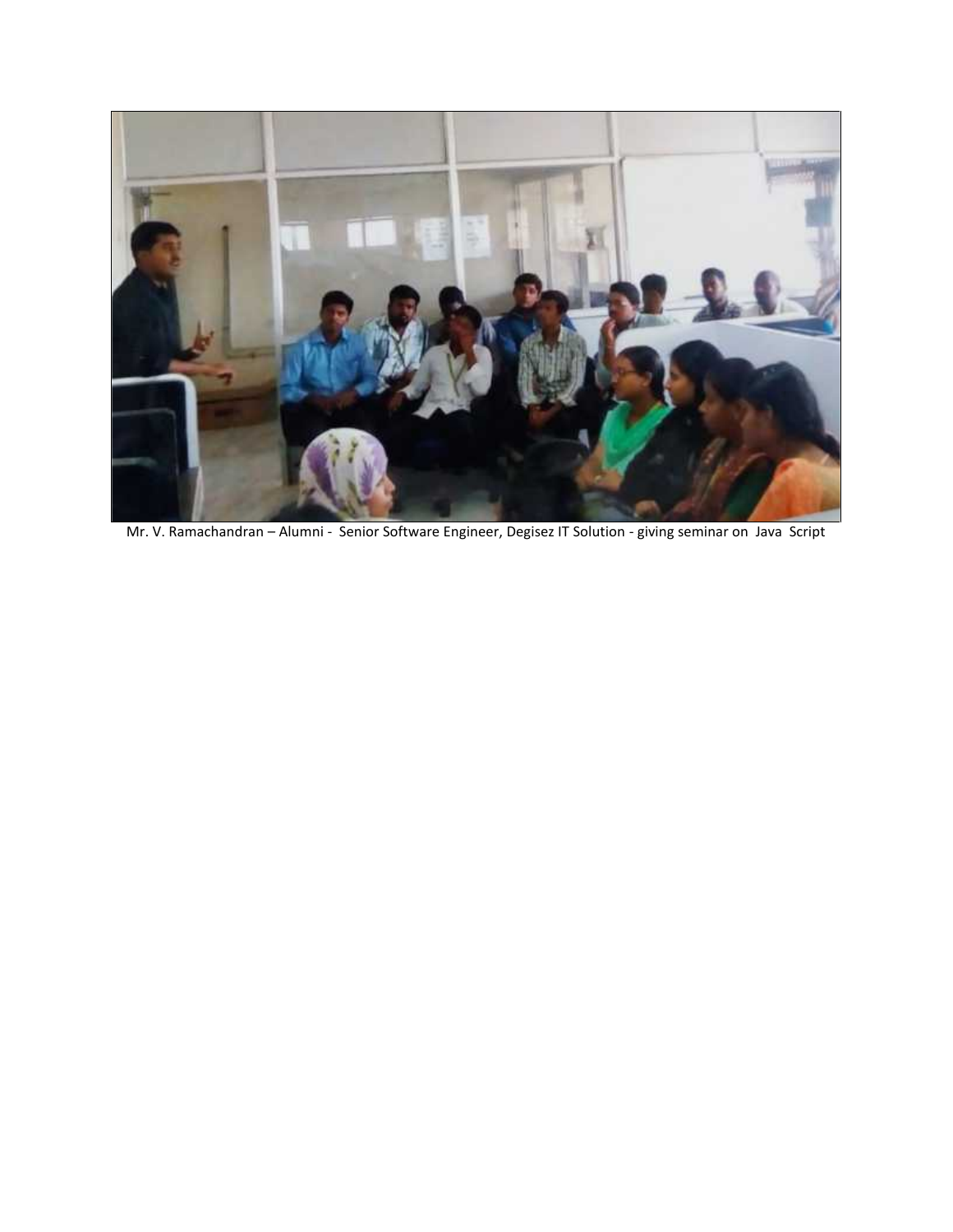Mr. V. Ramachandran – Alumni - Senior Software Engineer, Degisez IT Solution - giving seminar on Java Script